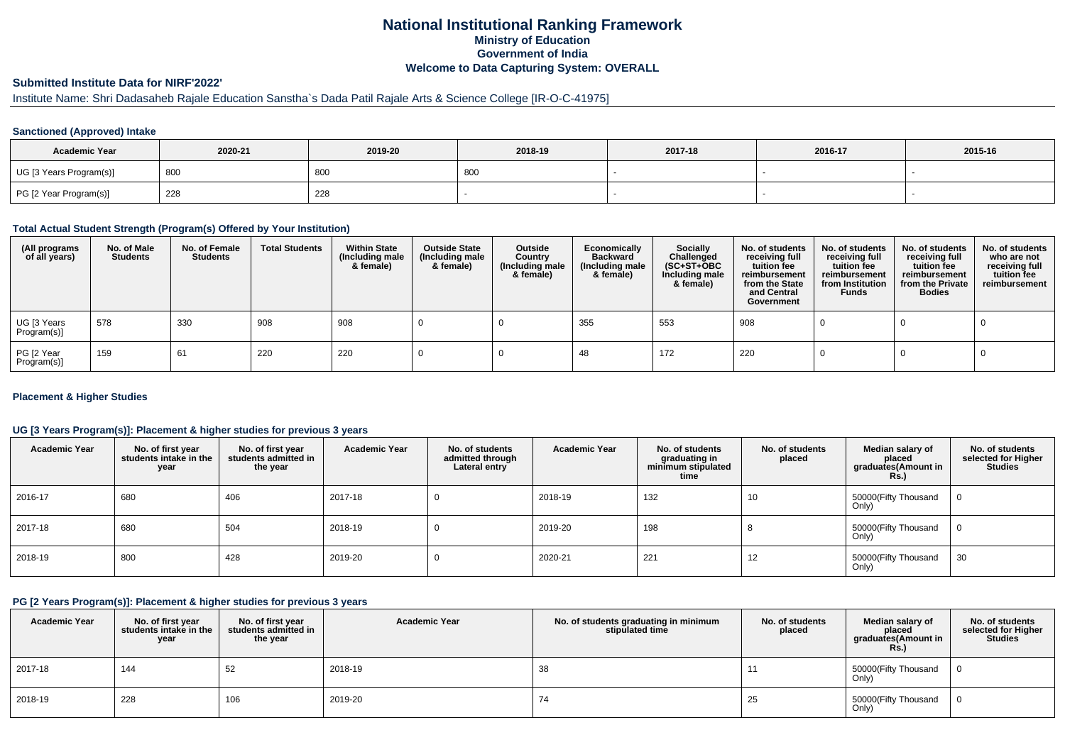# National Institutional Ranking Framework
## Ministry of Education
## Government of India
## Welcome to Data Capturing System: OVERALL

### Submitted Institute Data for NIRF'2022'

Institute Name: Shri Dadasaheb Rajale Education Sanstha`s Dada Patil Rajale Arts & Science College [IR-O-C-41975]

### Sanctioned (Approved) Intake

| Academic Year | 2020-21 | 2019-20 | 2018-19 | 2017-18 | 2016-17 | 2015-16 |
|---|---|---|---|---|---|---|
| UG [3 Years Program(s)] | 800 | 800 | 800 | - | - | - |
| PG [2 Year Program(s)] | 228 | 228 | - | - | - | - |

### Total Actual Student Strength (Program(s) Offered by Your Institution)

| (All programs of all years) | No. of Male Students | No. of Female Students | Total Students | Within State (Including male & female) | Outside State (Including male & female) | Outside Country (Including male & female) | Economically Backward (Including male & female) | Socially Challenged (SC+ST+OBC Including male & female) | No. of students receiving full tuition fee reimbursement from the State and Central Government | No. of students receiving full tuition fee reimbursement from Institution Funds | No. of students receiving full tuition fee reimbursement from the Private Bodies | No. of students who are not receiving full tuition fee reimbursement |
|---|---|---|---|---|---|---|---|---|---|---|---|---|
| UG [3 Years Program(s)] | 578 | 330 | 908 | 908 | 0 | 0 | 355 | 553 | 908 | 0 | 0 | 0 |
| PG [2 Year Program(s)] | 159 | 61 | 220 | 220 | 0 | 0 | 48 | 172 | 220 | 0 | 0 | 0 |

### Placement & Higher Studies

### UG [3 Years Program(s)]: Placement & higher studies for previous 3 years

| Academic Year | No. of first year students intake in the year | No. of first year students admitted in the year | Academic Year | No. of students admitted through Lateral entry | Academic Year | No. of students graduating in minimum stipulated time | No. of students placed | Median salary of placed graduates(Amount in Rs.) | No. of students selected for Higher Studies |
|---|---|---|---|---|---|---|---|---|---|
| 2016-17 | 680 | 406 | 2017-18 | 0 | 2018-19 | 132 | 10 | 50000(Fifty Thousand Only) | 0 |
| 2017-18 | 680 | 504 | 2018-19 | 0 | 2019-20 | 198 | 8 | 50000(Fifty Thousand Only) | 0 |
| 2018-19 | 800 | 428 | 2019-20 | 0 | 2020-21 | 221 | 12 | 50000(Fifty Thousand Only) | 30 |

### PG [2 Years Program(s)]: Placement & higher studies for previous 3 years

| Academic Year | No. of first year students intake in the year | No. of first year students admitted in the year | Academic Year | No. of students graduating in minimum stipulated time | No. of students placed | Median salary of placed graduates(Amount in Rs.) | No. of students selected for Higher Studies |
|---|---|---|---|---|---|---|---|
| 2017-18 | 144 | 52 | 2018-19 | 38 | 11 | 50000(Fifty Thousand Only) | 0 |
| 2018-19 | 228 | 106 | 2019-20 | 74 | 25 | 50000(Fifty Thousand Only) | 0 |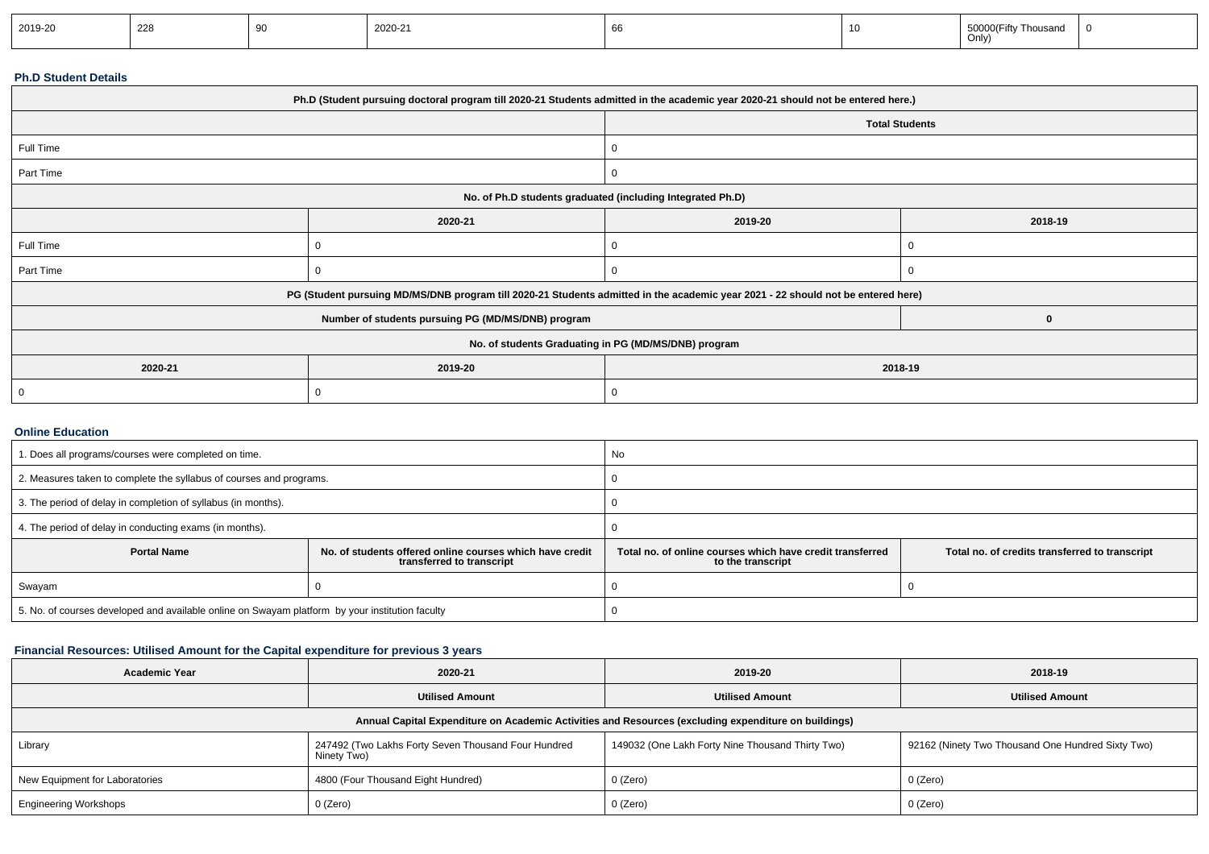| 2019-20 | 228 | 90 | 2020-21 | 66 | 10 | 50000(Fifty Thousand Only) | 0 |
|---|---|---|---|---|---|---|---|

**Ph.D Student Details**

| Ph.D (Student pursuing doctoral program till 2020-21 Students admitted in the academic year 2020-21 should not be entered here.) | | | |
|---|---|---|---|
| | | Total Students | |
| Full Time | | 0 | |
| Part Time | | 0 | |
| No. of Ph.D students graduated (including Integrated Ph.D) | | | |
| | 2020-21 | 2019-20 | 2018-19 |
| Full Time | 0 | 0 | 0 |
| Part Time | 0 | 0 | 0 |
| PG (Student pursuing MD/MS/DNB program till 2020-21 Students admitted in the academic year 2021 - 22 should not be entered here) | | | |
| Number of students pursuing PG (MD/MS/DNB) program | | | 0 |
| No. of students Graduating in PG (MD/MS/DNB) program | | | |
| 2020-21 | 2019-20 | 2018-19 | |
| 0 | 0 | 0 | |

**Online Education**

| 1. Does all programs/courses were completed on time. | | No | |
|---|---|---|---|
| 2. Measures taken to complete the syllabus of courses and programs. | | 0 | |
| 3. The period of delay in completion of syllabus (in months). | | 0 | |
| 4. The period of delay in conducting exams (in months). | | 0 | |
| Portal Name | No. of students offered online courses which have credit transferred to transcript | Total no. of online courses which have credit transferred to the transcript | Total no. of credits transferred to transcript |
| Swayam | 0 | 0 | 0 |
| 5. No. of courses developed and available online on Swayam platform by your institution faculty | | 0 | |

**Financial Resources: Utilised Amount for the Capital expenditure for previous 3 years**

| Academic Year | 2020-21 | 2019-20 | 2018-19 |
|---|---|---|---|
| | Utilised Amount | Utilised Amount | Utilised Amount |
| Annual Capital Expenditure on Academic Activities and Resources (excluding expenditure on buildings) | | | |
| Library | 247492 (Two Lakhs Forty Seven Thousand Four Hundred Ninety Two) | 149032 (One Lakh Forty Nine Thousand Thirty Two) | 92162 (Ninety Two Thousand One Hundred Sixty Two) |
| New Equipment for Laboratories | 4800 (Four Thousand Eight Hundred) | 0 (Zero) | 0 (Zero) |
| Engineering Workshops | 0 (Zero) | 0 (Zero) | 0 (Zero) |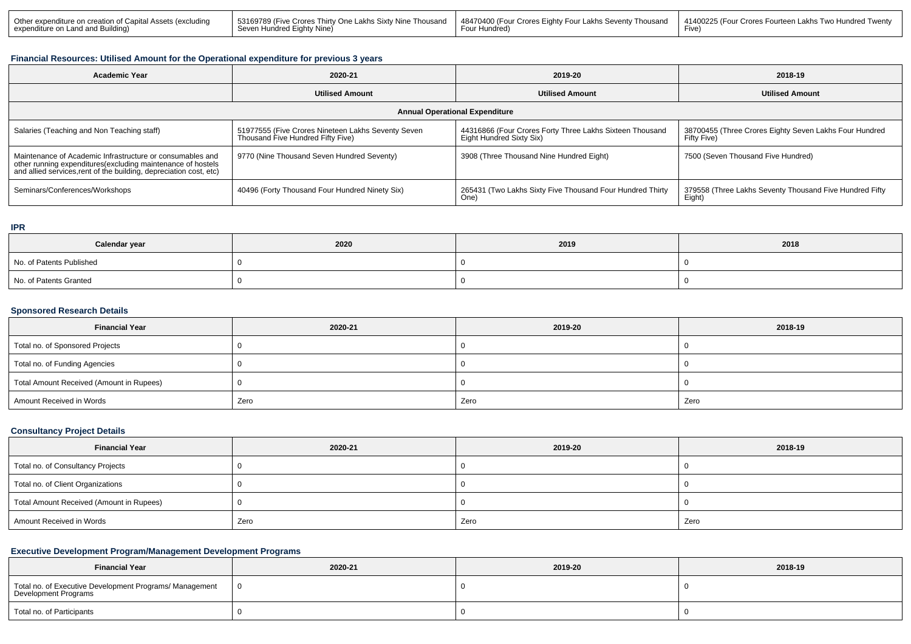| | | | |
|---|---|---|---|
| Other expenditure on creation of Capital Assets (excluding expenditure on Land and Building) | 53169789 (Five Crores Thirty One Lakhs Sixty Nine Thousand Seven Hundred Eighty Nine) | 48470400 (Four Crores Eighty Four Lakhs Seventy Thousand Four Hundred) | 41400225 (Four Crores Fourteen Lakhs Two Hundred Twenty Five) |

### Financial Resources: Utilised Amount for the Operational expenditure for previous 3 years

| Academic Year | 2020-21 | 2019-20 | 2018-19 |
|---|---|---|---|
| | Utilised Amount | Utilised Amount | Utilised Amount |
| Annual Operational Expenditure | | | |
| Salaries (Teaching and Non Teaching staff) | 51977555 (Five Crores Nineteen Lakhs Seventy Seven Thousand Five Hundred Fifty Five) | 44316866 (Four Crores Forty Three Lakhs Sixteen Thousand Eight Hundred Sixty Six) | 38700455 (Three Crores Eighty Seven Lakhs Four Hundred Fifty Five) |
| Maintenance of Academic Infrastructure or consumables and other running expenditures(excluding maintenance of hostels and allied services,rent of the building, depreciation cost, etc) | 9770 (Nine Thousand Seven Hundred Seventy) | 3908 (Three Thousand Nine Hundred Eight) | 7500 (Seven Thousand Five Hundred) |
| Seminars/Conferences/Workshops | 40496 (Forty Thousand Four Hundred Ninety Six) | 265431 (Two Lakhs Sixty Five Thousand Four Hundred Thirty One) | 379558 (Three Lakhs Seventy Thousand Five Hundred Fifty Eight) |

### IPR

| Calendar year | 2020 | 2019 | 2018 |
|---|---|---|---|
| No. of Patents Published | 0 | 0 | 0 |
| No. of Patents Granted | 0 | 0 | 0 |

### Sponsored Research Details

| Financial Year | 2020-21 | 2019-20 | 2018-19 |
|---|---|---|---|
| Total no. of Sponsored Projects | 0 | 0 | 0 |
| Total no. of Funding Agencies | 0 | 0 | 0 |
| Total Amount Received (Amount in Rupees) | 0 | 0 | 0 |
| Amount Received in Words | Zero | Zero | Zero |

### Consultancy Project Details

| Financial Year | 2020-21 | 2019-20 | 2018-19 |
|---|---|---|---|
| Total no. of Consultancy Projects | 0 | 0 | 0 |
| Total no. of Client Organizations | 0 | 0 | 0 |
| Total Amount Received (Amount in Rupees) | 0 | 0 | 0 |
| Amount Received in Words | Zero | Zero | Zero |

### Executive Development Program/Management Development Programs

| Financial Year | 2020-21 | 2019-20 | 2018-19 |
|---|---|---|---|
| Total no. of Executive Development Programs/ Management Development Programs | 0 | 0 | 0 |
| Total no. of Participants | 0 | 0 | 0 |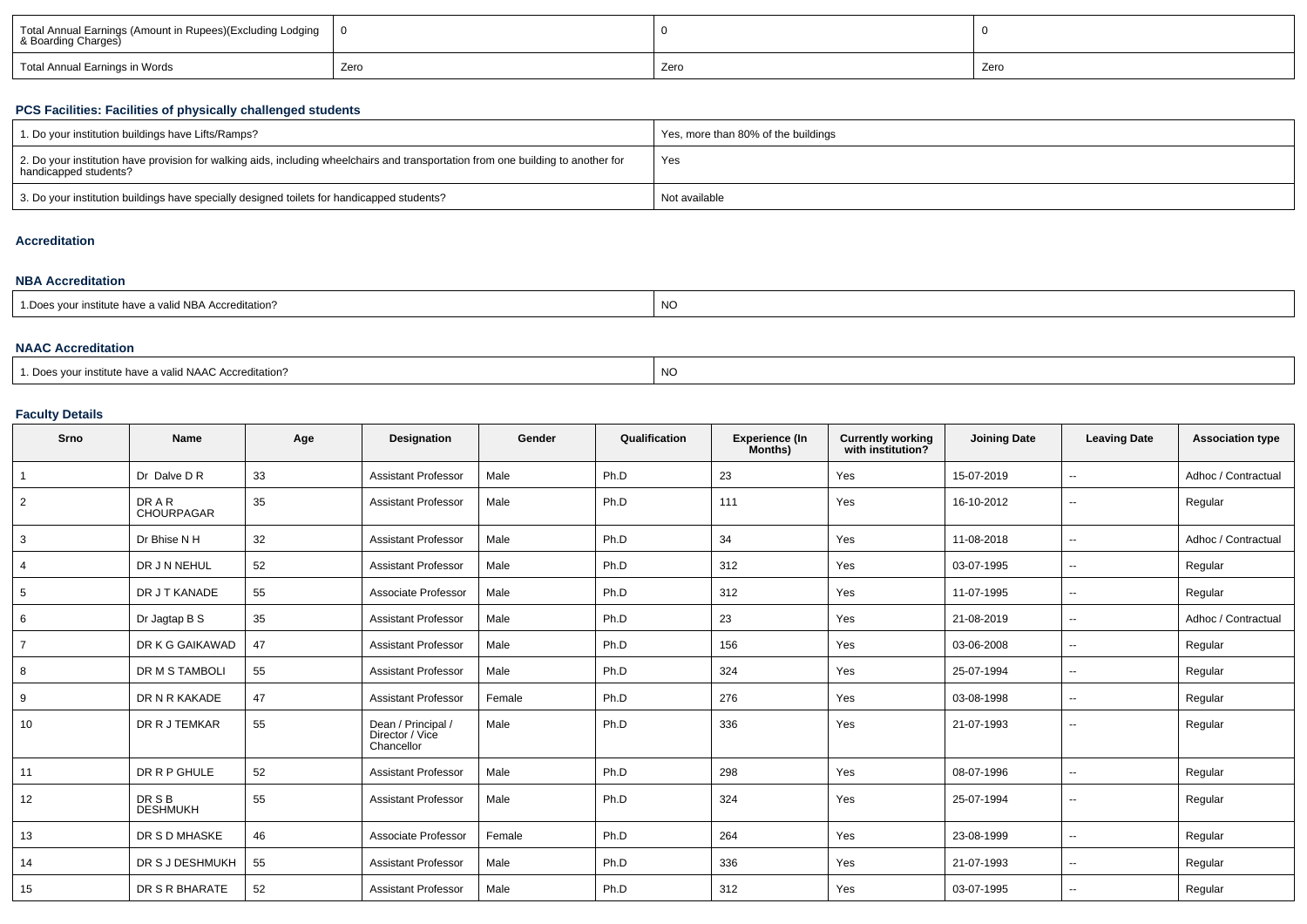| | | | |
|---|---|---|---|
| Total Annual Earnings (Amount in Rupees)(Excluding Lodging & Boarding Charges) | 0 | 0 | 0 |
| Total Annual Earnings in Words | Zero | Zero | Zero |

### PCS Facilities: Facilities of physically challenged students

| | |
|---|---|
| 1. Do your institution buildings have Lifts/Ramps? | Yes, more than 80% of the buildings |
| 2. Do your institution have provision for walking aids, including wheelchairs and transportation from one building to another for handicapped students? | Yes |
| 3. Do your institution buildings have specially designed toilets for handicapped students? | Not available |

### Accreditation

### NBA Accreditation

| | |
|---|---|
| 1.Does your institute have a valid NBA Accreditation? | NO |

### NAAC Accreditation

| | |
|---|---|
| 1. Does your institute have a valid NAAC Accreditation? | NO |

### Faculty Details

| Srno | Name | Age | Designation | Gender | Qualification | Experience (In Months) | Currently working with institution? | Joining Date | Leaving Date | Association type |
|---|---|---|---|---|---|---|---|---|---|---|
| 1 | Dr Dalve D R | 33 | Assistant Professor | Male | Ph.D | 23 | Yes | 15-07-2019 | -- | Adhoc / Contractual |
| 2 | DR A R CHOURPAGAR | 35 | Assistant Professor | Male | Ph.D | 111 | Yes | 16-10-2012 | -- | Regular |
| 3 | Dr Bhise N H | 32 | Assistant Professor | Male | Ph.D | 34 | Yes | 11-08-2018 | -- | Adhoc / Contractual |
| 4 | DR J N NEHUL | 52 | Assistant Professor | Male | Ph.D | 312 | Yes | 03-07-1995 | -- | Regular |
| 5 | DR J T KANADE | 55 | Associate Professor | Male | Ph.D | 312 | Yes | 11-07-1995 | -- | Regular |
| 6 | Dr Jagtap B S | 35 | Assistant Professor | Male | Ph.D | 23 | Yes | 21-08-2019 | -- | Adhoc / Contractual |
| 7 | DR K G GAIKAWAD | 47 | Assistant Professor | Male | Ph.D | 156 | Yes | 03-06-2008 | -- | Regular |
| 8 | DR M S TAMBOLI | 55 | Assistant Professor | Male | Ph.D | 324 | Yes | 25-07-1994 | -- | Regular |
| 9 | DR N R KAKADE | 47 | Assistant Professor | Female | Ph.D | 276 | Yes | 03-08-1998 | -- | Regular |
| 10 | DR R J TEMKAR | 55 | Dean / Principal / Director / Vice Chancellor | Male | Ph.D | 336 | Yes | 21-07-1993 | -- | Regular |
| 11 | DR R P GHULE | 52 | Assistant Professor | Male | Ph.D | 298 | Yes | 08-07-1996 | -- | Regular |
| 12 | DR S B DESHMUKH | 55 | Assistant Professor | Male | Ph.D | 324 | Yes | 25-07-1994 | -- | Regular |
| 13 | DR S D MHASKE | 46 | Associate Professor | Female | Ph.D | 264 | Yes | 23-08-1999 | -- | Regular |
| 14 | DR S J DESHMUKH | 55 | Assistant Professor | Male | Ph.D | 336 | Yes | 21-07-1993 | -- | Regular |
| 15 | DR S R BHARATE | 52 | Assistant Professor | Male | Ph.D | 312 | Yes | 03-07-1995 | -- | Regular |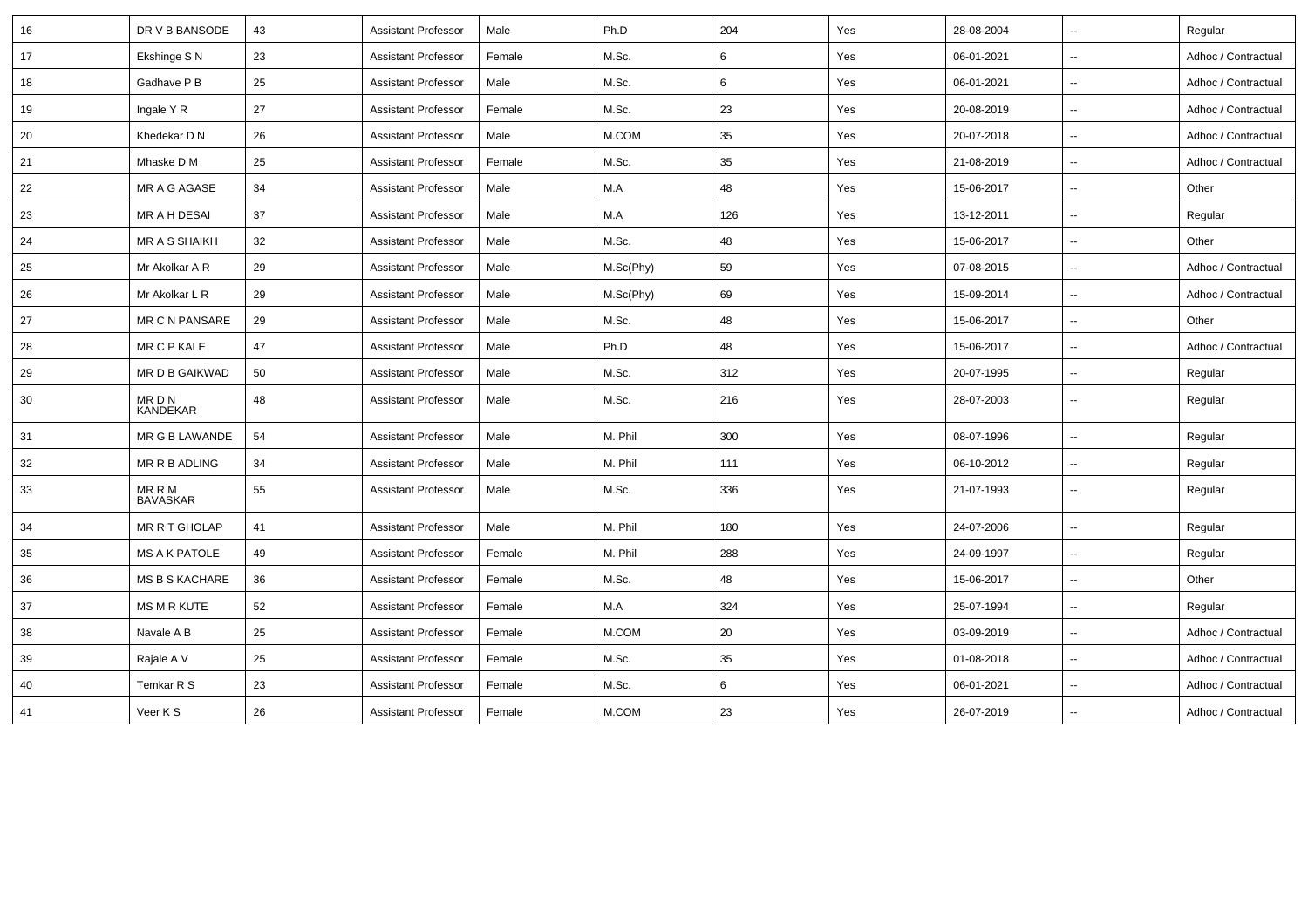| | | | | | | | | | | |
|---|---|---|---|---|---|---|---|---|---|---|
| 16 | DR V B BANSODE | 43 | Assistant Professor | Male | Ph.D | 204 | Yes | 28-08-2004 | -- | Regular |
| 17 | Ekshinge S N | 23 | Assistant Professor | Female | M.Sc. | 6 | Yes | 06-01-2021 | -- | Adhoc / Contractual |
| 18 | Gadhave P B | 25 | Assistant Professor | Male | M.Sc. | 6 | Yes | 06-01-2021 | -- | Adhoc / Contractual |
| 19 | Ingale Y R | 27 | Assistant Professor | Female | M.Sc. | 23 | Yes | 20-08-2019 | -- | Adhoc / Contractual |
| 20 | Khedekar D N | 26 | Assistant Professor | Male | M.COM | 35 | Yes | 20-07-2018 | -- | Adhoc / Contractual |
| 21 | Mhaske D M | 25 | Assistant Professor | Female | M.Sc. | 35 | Yes | 21-08-2019 | -- | Adhoc / Contractual |
| 22 | MR A G AGASE | 34 | Assistant Professor | Male | M.A | 48 | Yes | 15-06-2017 | -- | Other |
| 23 | MR A H DESAI | 37 | Assistant Professor | Male | M.A | 126 | Yes | 13-12-2011 | -- | Regular |
| 24 | MR A S SHAIKH | 32 | Assistant Professor | Male | M.Sc. | 48 | Yes | 15-06-2017 | -- | Other |
| 25 | Mr Akolkar A R | 29 | Assistant Professor | Male | M.Sc(Phy) | 59 | Yes | 07-08-2015 | -- | Adhoc / Contractual |
| 26 | Mr Akolkar L R | 29 | Assistant Professor | Male | M.Sc(Phy) | 69 | Yes | 15-09-2014 | -- | Adhoc / Contractual |
| 27 | MR C N PANSARE | 29 | Assistant Professor | Male | M.Sc. | 48 | Yes | 15-06-2017 | -- | Other |
| 28 | MR C P KALE | 47 | Assistant Professor | Male | Ph.D | 48 | Yes | 15-06-2017 | -- | Adhoc / Contractual |
| 29 | MR D B GAIKWAD | 50 | Assistant Professor | Male | M.Sc. | 312 | Yes | 20-07-1995 | -- | Regular |
| 30 | MR D N KANDEKAR | 48 | Assistant Professor | Male | M.Sc. | 216 | Yes | 28-07-2003 | -- | Regular |
| 31 | MR G B LAWANDE | 54 | Assistant Professor | Male | M. Phil | 300 | Yes | 08-07-1996 | -- | Regular |
| 32 | MR R B ADLING | 34 | Assistant Professor | Male | M. Phil | 111 | Yes | 06-10-2012 | -- | Regular |
| 33 | MR R M BAVASKAR | 55 | Assistant Professor | Male | M.Sc. | 336 | Yes | 21-07-1993 | -- | Regular |
| 34 | MR R T GHOLAP | 41 | Assistant Professor | Male | M. Phil | 180 | Yes | 24-07-2006 | -- | Regular |
| 35 | MS A K PATOLE | 49 | Assistant Professor | Female | M. Phil | 288 | Yes | 24-09-1997 | -- | Regular |
| 36 | MS B S KACHARE | 36 | Assistant Professor | Female | M.Sc. | 48 | Yes | 15-06-2017 | -- | Other |
| 37 | MS M R KUTE | 52 | Assistant Professor | Female | M.A | 324 | Yes | 25-07-1994 | -- | Regular |
| 38 | Navale A B | 25 | Assistant Professor | Female | M.COM | 20 | Yes | 03-09-2019 | -- | Adhoc / Contractual |
| 39 | Rajale A V | 25 | Assistant Professor | Female | M.Sc. | 35 | Yes | 01-08-2018 | -- | Adhoc / Contractual |
| 40 | Temkar R S | 23 | Assistant Professor | Female | M.Sc. | 6 | Yes | 06-01-2021 | -- | Adhoc / Contractual |
| 41 | Veer K S | 26 | Assistant Professor | Female | M.COM | 23 | Yes | 26-07-2019 | -- | Adhoc / Contractual |